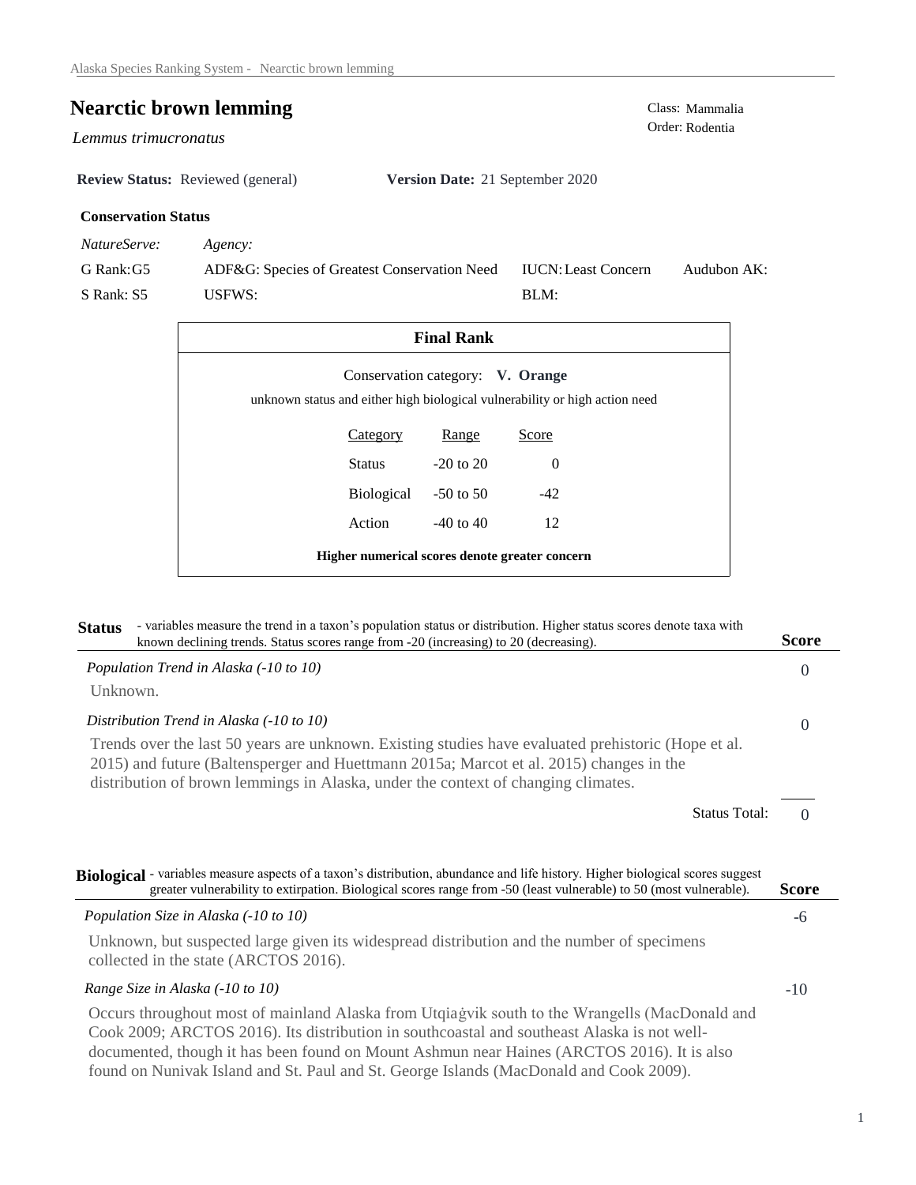# Nearctic brown lemming

*Lemmus trimucronatus*

Class: Mammalia
Order: Rodentia

**Review Status:** Reviewed (general) **Version Date:** 21 September 2020

### Conservation Status

| *NatureServe:* | *Agency:* | | |
|---|---|---|---|
| G Rank: G5 | ADF&G: Species of Greatest Conservation Need | IUCN: Least Concern | Audubon AK: |
| S Rank: S5 | USFWS: | BLM: | |

### Final Rank

Conservation category: **V. Orange**

unknown status and either high biological vulnerability or high action need

| Category | Range | Score |
|---|---|---|
| Status | -20 to 20 | 0 |
| Biological | -50 to 50 | -42 |
| Action | -40 to 40 | 12 |

**Higher numerical scores denote greater concern**

## Status

- variables measure the trend in a taxon's population status or distribution. Higher status scores denote taxa with known declining trends. Status scores range from -20 (increasing) to 20 (decreasing).

| | Score |
|---|---|
| *Population Trend in Alaska (-10 to 10)* | 0 |

Unknown.

| | Score |
|---|---|
| *Distribution Trend in Alaska (-10 to 10)* | 0 |

Trends over the last 50 years are unknown. Existing studies have evaluated prehistoric (Hope et al. 2015) and future (Baltensperger and Huettmann 2015a; Marcot et al. 2015) changes in the distribution of brown lemmings in Alaska, under the context of changing climates.

Status Total: 0

## Biological

- variables measure aspects of a taxon's distribution, abundance and life history. Higher biological scores suggest greater vulnerability to extirpation. Biological scores range from -50 (least vulnerable) to 50 (most vulnerable).

| | Score |
|---|---|
| *Population Size in Alaska (-10 to 10)* | -6 |

Unknown, but suspected large given its widespread distribution and the number of specimens collected in the state (ARCTOS 2016).

| | Score |
|---|---|
| *Range Size in Alaska (-10 to 10)* | -10 |

Occurs throughout most of mainland Alaska from Utqiaġvik south to the Wrangells (MacDonald and Cook 2009; ARCTOS 2016). Its distribution in southcoastal and southeast Alaska is not well-documented, though it has been found on Mount Ashmun near Haines (ARCTOS 2016). It is also found on Nunivak Island and St. Paul and St. George Islands (MacDonald and Cook 2009).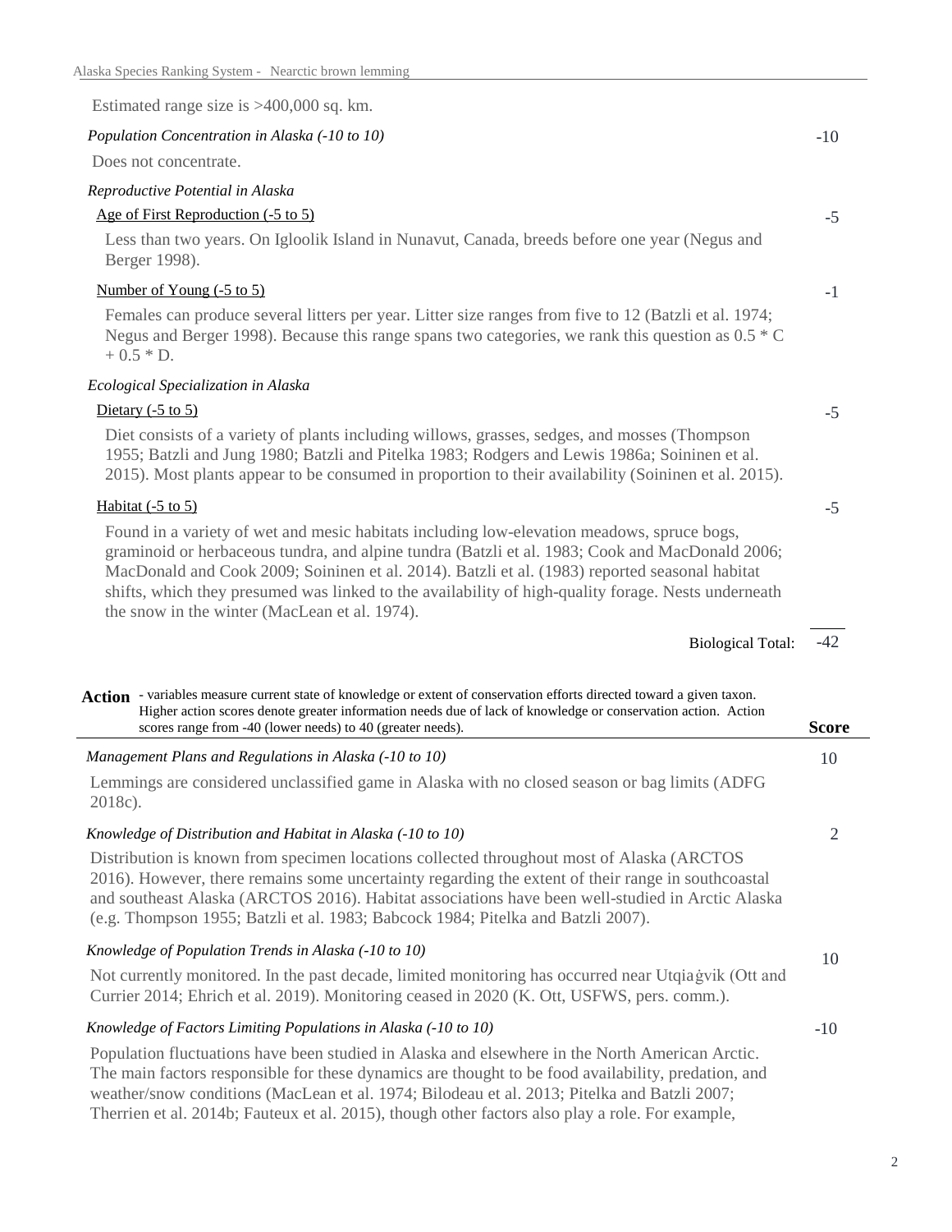Estimated range size is >400,000 sq. km.

*Population Concentration in Alaska (-10 to 10)* — -10

Does not concentrate.

*Reproductive Potential in Alaska*

Age of First Reproduction (-5 to 5) — -5

Less than two years. On Igloolik Island in Nunavut, Canada, breeds before one year (Negus and Berger 1998).

Number of Young (-5 to 5) — -1

Females can produce several litters per year. Litter size ranges from five to 12 (Batzli et al. 1974; Negus and Berger 1998). Because this range spans two categories, we rank this question as 0.5 * C + 0.5 * D.

*Ecological Specialization in Alaska*

Dietary (-5 to 5) — -5

Diet consists of a variety of plants including willows, grasses, sedges, and mosses (Thompson 1955; Batzli and Jung 1980; Batzli and Pitelka 1983; Rodgers and Lewis 1986a; Soininen et al. 2015). Most plants appear to be consumed in proportion to their availability (Soininen et al. 2015).

Habitat (-5 to 5) — -5

Found in a variety of wet and mesic habitats including low-elevation meadows, spruce bogs, graminoid or herbaceous tundra, and alpine tundra (Batzli et al. 1983; Cook and MacDonald 2006; MacDonald and Cook 2009; Soininen et al. 2014). Batzli et al. (1983) reported seasonal habitat shifts, which they presumed was linked to the availability of high-quality forage. Nests underneath the snow in the winter (MacLean et al. 1974).

Biological Total: -42

**Action** - variables measure current state of knowledge or extent of conservation efforts directed toward a given taxon. Higher action scores denote greater information needs due of lack of knowledge or conservation action. Action scores range from -40 (lower needs) to 40 (greater needs). **Score**

*Management Plans and Regulations in Alaska (-10 to 10)* — 10

Lemmings are considered unclassified game in Alaska with no closed season or bag limits (ADFG 2018c).

*Knowledge of Distribution and Habitat in Alaska (-10 to 10)* — 2

Distribution is known from specimen locations collected throughout most of Alaska (ARCTOS 2016). However, there remains some uncertainty regarding the extent of their range in southcoastal and southeast Alaska (ARCTOS 2016). Habitat associations have been well-studied in Arctic Alaska (e.g. Thompson 1955; Batzli et al. 1983; Babcock 1984; Pitelka and Batzli 2007).

*Knowledge of Population Trends in Alaska (-10 to 10)* — 10

Not currently monitored. In the past decade, limited monitoring has occurred near Utqiaġvik (Ott and Currier 2014; Ehrich et al. 2019). Monitoring ceased in 2020 (K. Ott, USFWS, pers. comm.).

*Knowledge of Factors Limiting Populations in Alaska (-10 to 10)* — -10

Population fluctuations have been studied in Alaska and elsewhere in the North American Arctic. The main factors responsible for these dynamics are thought to be food availability, predation, and weather/snow conditions (MacLean et al. 1974; Bilodeau et al. 2013; Pitelka and Batzli 2007; Therrien et al. 2014b; Fauteux et al. 2015), though other factors also play a role. For example,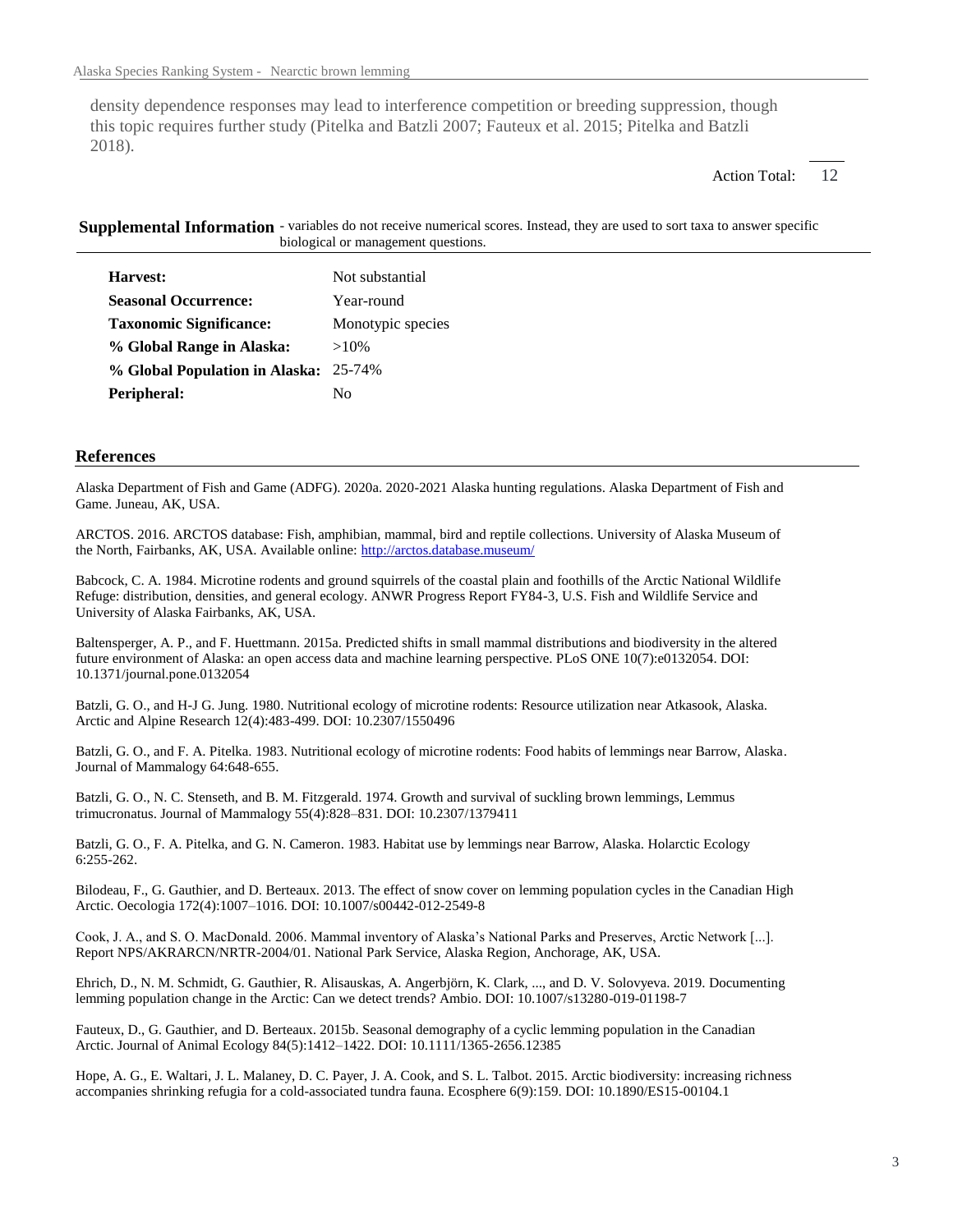density dependence responses may lead to interference competition or breeding suppression, though this topic requires further study (Pitelka and Batzli 2007; Fauteux et al. 2015; Pitelka and Batzli 2018).

Action Total: 12

**Supplemental Information** - variables do not receive numerical scores. Instead, they are used to sort taxa to answer specific biological or management questions.

| | |
|---|---|
| **Harvest:** | Not substantial |
| **Seasonal Occurrence:** | Year-round |
| **Taxonomic Significance:** | Monotypic species |
| **% Global Range in Alaska:** | >10% |
| **% Global Population in Alaska:** | 25-74% |
| **Peripheral:** | No |

## References

Alaska Department of Fish and Game (ADFG). 2020a. 2020-2021 Alaska hunting regulations. Alaska Department of Fish and Game. Juneau, AK, USA.

ARCTOS. 2016. ARCTOS database: Fish, amphibian, mammal, bird and reptile collections. University of Alaska Museum of the North, Fairbanks, AK, USA. Available online: http://arctos.database.museum/

Babcock, C. A. 1984. Microtine rodents and ground squirrels of the coastal plain and foothills of the Arctic National Wildlife Refuge: distribution, densities, and general ecology. ANWR Progress Report FY84-3, U.S. Fish and Wildlife Service and University of Alaska Fairbanks, AK, USA.

Baltensperger, A. P., and F. Huettmann. 2015a. Predicted shifts in small mammal distributions and biodiversity in the altered future environment of Alaska: an open access data and machine learning perspective. PLoS ONE 10(7):e0132054. DOI: 10.1371/journal.pone.0132054

Batzli, G. O., and H-J G. Jung. 1980. Nutritional ecology of microtine rodents: Resource utilization near Atkasook, Alaska. Arctic and Alpine Research 12(4):483-499. DOI: 10.2307/1550496

Batzli, G. O., and F. A. Pitelka. 1983. Nutritional ecology of microtine rodents: Food habits of lemmings near Barrow, Alaska. Journal of Mammalogy 64:648-655.

Batzli, G. O., N. C. Stenseth, and B. M. Fitzgerald. 1974. Growth and survival of suckling brown lemmings, Lemmus trimucronatus. Journal of Mammalogy 55(4):828–831. DOI: 10.2307/1379411

Batzli, G. O., F. A. Pitelka, and G. N. Cameron. 1983. Habitat use by lemmings near Barrow, Alaska. Holarctic Ecology 6:255-262.

Bilodeau, F., G. Gauthier, and D. Berteaux. 2013. The effect of snow cover on lemming population cycles in the Canadian High Arctic. Oecologia 172(4):1007–1016. DOI: 10.1007/s00442-012-2549-8

Cook, J. A., and S. O. MacDonald. 2006. Mammal inventory of Alaska's National Parks and Preserves, Arctic Network [...]. Report NPS/AKRARCN/NRTR-2004/01. National Park Service, Alaska Region, Anchorage, AK, USA.

Ehrich, D., N. M. Schmidt, G. Gauthier, R. Alisauskas, A. Angerbjörn, K. Clark, ..., and D. V. Solovyeva. 2019. Documenting lemming population change in the Arctic: Can we detect trends? Ambio. DOI: 10.1007/s13280-019-01198-7

Fauteux, D., G. Gauthier, and D. Berteaux. 2015b. Seasonal demography of a cyclic lemming population in the Canadian Arctic. Journal of Animal Ecology 84(5):1412–1422. DOI: 10.1111/1365-2656.12385

Hope, A. G., E. Waltari, J. L. Malaney, D. C. Payer, J. A. Cook, and S. L. Talbot. 2015. Arctic biodiversity: increasing richness accompanies shrinking refugia for a cold-associated tundra fauna. Ecosphere 6(9):159. DOI: 10.1890/ES15-00104.1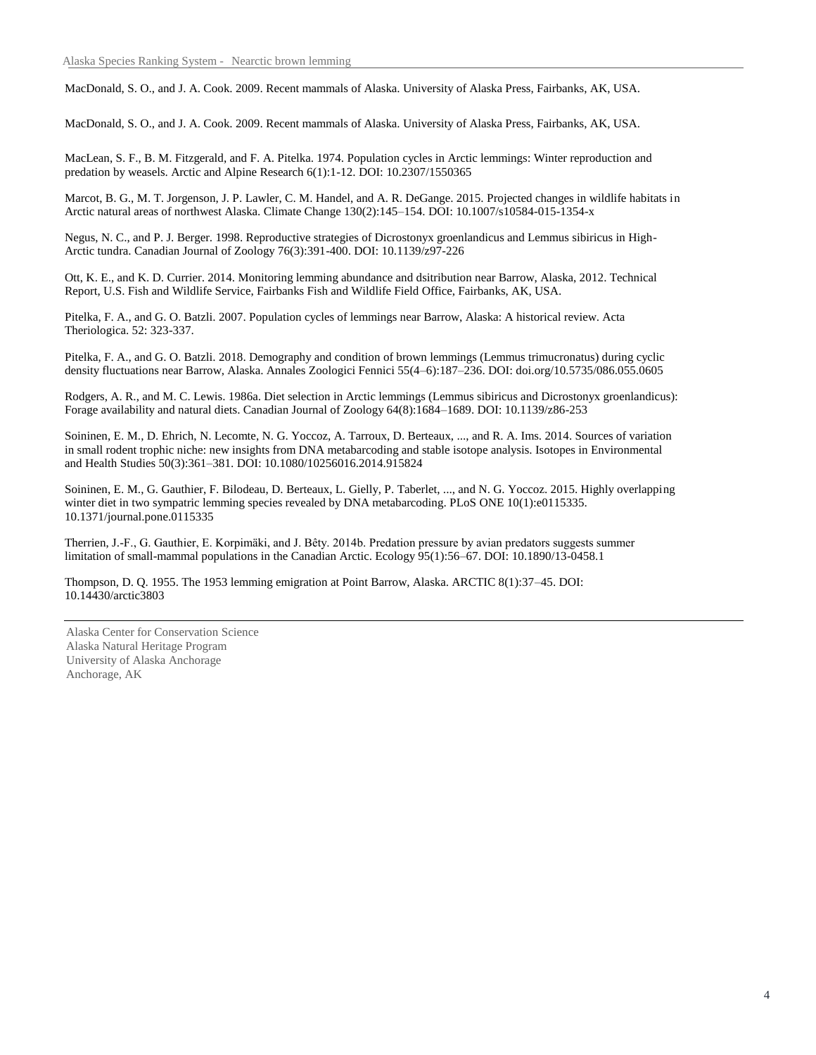MacDonald, S. O., and J. A. Cook. 2009. Recent mammals of Alaska. University of Alaska Press, Fairbanks, AK, USA.

MacDonald, S. O., and J. A. Cook. 2009. Recent mammals of Alaska. University of Alaska Press, Fairbanks, AK, USA.

MacLean, S. F., B. M. Fitzgerald, and F. A. Pitelka. 1974. Population cycles in Arctic lemmings: Winter reproduction and predation by weasels. Arctic and Alpine Research 6(1):1-12. DOI: 10.2307/1550365

Marcot, B. G., M. T. Jorgenson, J. P. Lawler, C. M. Handel, and A. R. DeGange. 2015. Projected changes in wildlife habitats in Arctic natural areas of northwest Alaska. Climate Change 130(2):145–154. DOI: 10.1007/s10584-015-1354-x

Negus, N. C., and P. J. Berger. 1998. Reproductive strategies of Dicrostonyx groenlandicus and Lemmus sibiricus in High-Arctic tundra. Canadian Journal of Zoology 76(3):391-400. DOI: 10.1139/z97-226

Ott, K. E., and K. D. Currier. 2014. Monitoring lemming abundance and dsitribution near Barrow, Alaska, 2012. Technical Report, U.S. Fish and Wildlife Service, Fairbanks Fish and Wildlife Field Office, Fairbanks, AK, USA.

Pitelka, F. A., and G. O. Batzli. 2007. Population cycles of lemmings near Barrow, Alaska: A historical review. Acta Theriologica. 52: 323-337.

Pitelka, F. A., and G. O. Batzli. 2018. Demography and condition of brown lemmings (Lemmus trimucronatus) during cyclic density fluctuations near Barrow, Alaska. Annales Zoologici Fennici 55(4–6):187–236. DOI: doi.org/10.5735/086.055.0605

Rodgers, A. R., and M. C. Lewis. 1986a. Diet selection in Arctic lemmings (Lemmus sibiricus and Dicrostonyx groenlandicus): Forage availability and natural diets. Canadian Journal of Zoology 64(8):1684–1689. DOI: 10.1139/z86-253

Soininen, E. M., D. Ehrich, N. Lecomte, N. G. Yoccoz, A. Tarroux, D. Berteaux, ..., and R. A. Ims. 2014. Sources of variation in small rodent trophic niche: new insights from DNA metabarcoding and stable isotope analysis. Isotopes in Environmental and Health Studies 50(3):361–381. DOI: 10.1080/10256016.2014.915824

Soininen, E. M., G. Gauthier, F. Bilodeau, D. Berteaux, L. Gielly, P. Taberlet, ..., and N. G. Yoccoz. 2015. Highly overlapping winter diet in two sympatric lemming species revealed by DNA metabarcoding. PLoS ONE 10(1):e0115335. 10.1371/journal.pone.0115335

Therrien, J.-F., G. Gauthier, E. Korpimäki, and J. Bêty. 2014b. Predation pressure by avian predators suggests summer limitation of small-mammal populations in the Canadian Arctic. Ecology 95(1):56–67. DOI: 10.1890/13-0458.1

Thompson, D. Q. 1955. The 1953 lemming emigration at Point Barrow, Alaska. ARCTIC 8(1):37–45. DOI: 10.14430/arctic3803

---

Alaska Center for Conservation Science
Alaska Natural Heritage Program
University of Alaska Anchorage
Anchorage, AK